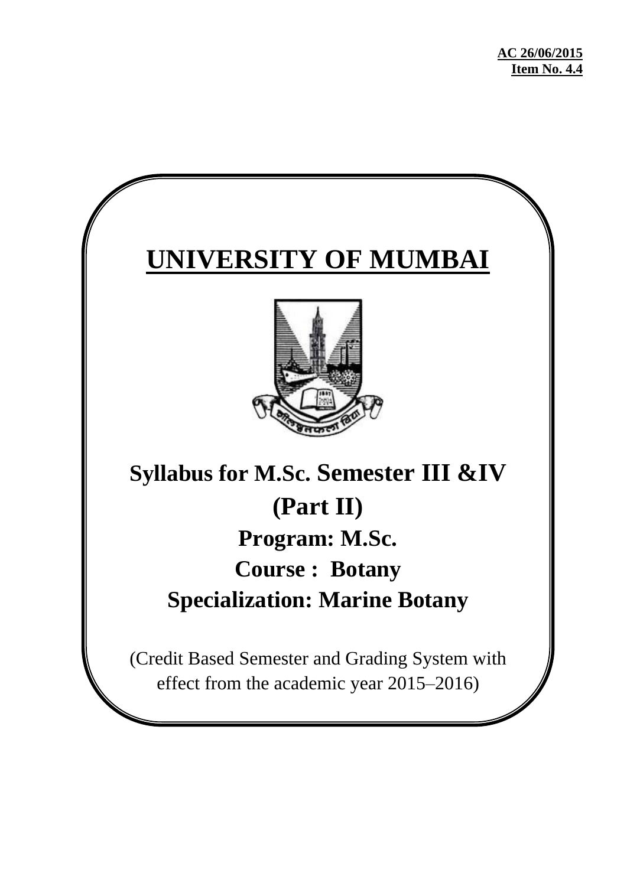**AC 26/06/2015**
**Item No. 4.4**

# UNIVERSITY OF MUMBAI

## Syllabus for M.Sc. Semester III &IV (Part II)

## Program: M.Sc.

## Course : Botany

## Specialization: Marine Botany

(Credit Based Semester and Grading System with effect from the academic year 2015–2016)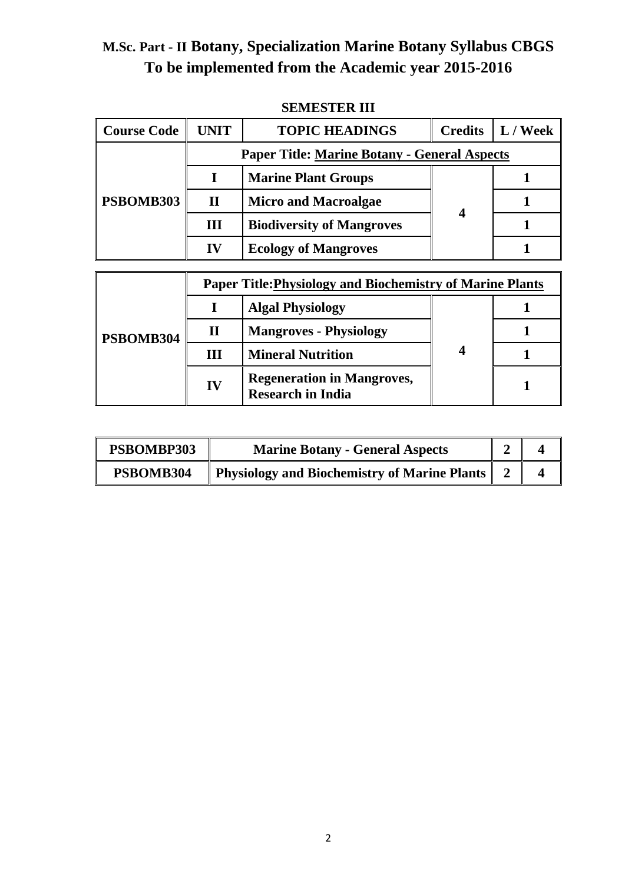# M.Sc. Part - II Botany, Specialization Marine Botany Syllabus CBGS
# To be implemented from the Academic year 2015-2016

## SEMESTER III

| Course Code | UNIT | TOPIC HEADINGS | Credits | L / Week |
|---|---|---|---|---|
| PSBOMB303 | **Paper Title: Marine Botany - General Aspects** | | | |
| | I | Marine Plant Groups | 4 | 1 |
| | II | Micro and Macroalgae | | 1 |
| | III | Biodiversity of Mangroves | | 1 |
| | IV | Ecology of Mangroves | | 1 |

| Course Code | UNIT | TOPIC HEADINGS | Credits | L / Week |
|---|---|---|---|---|
| PSBOMB304 | **Paper Title: Physiology and Biochemistry of Marine Plants** | | | |
| | I | Algal Physiology | 4 | 1 |
| | II | Mangroves - Physiology | | 1 |
| | III | Mineral Nutrition | | 1 |
| | IV | Regeneration in Mangroves, Research in India | | 1 |

| | | | |
|---|---|---|---|
| PSBOMBP303 | Marine Botany - General Aspects | 2 | 4 |
| PSBOMB304 | Physiology and Biochemistry of Marine Plants | 2 | 4 |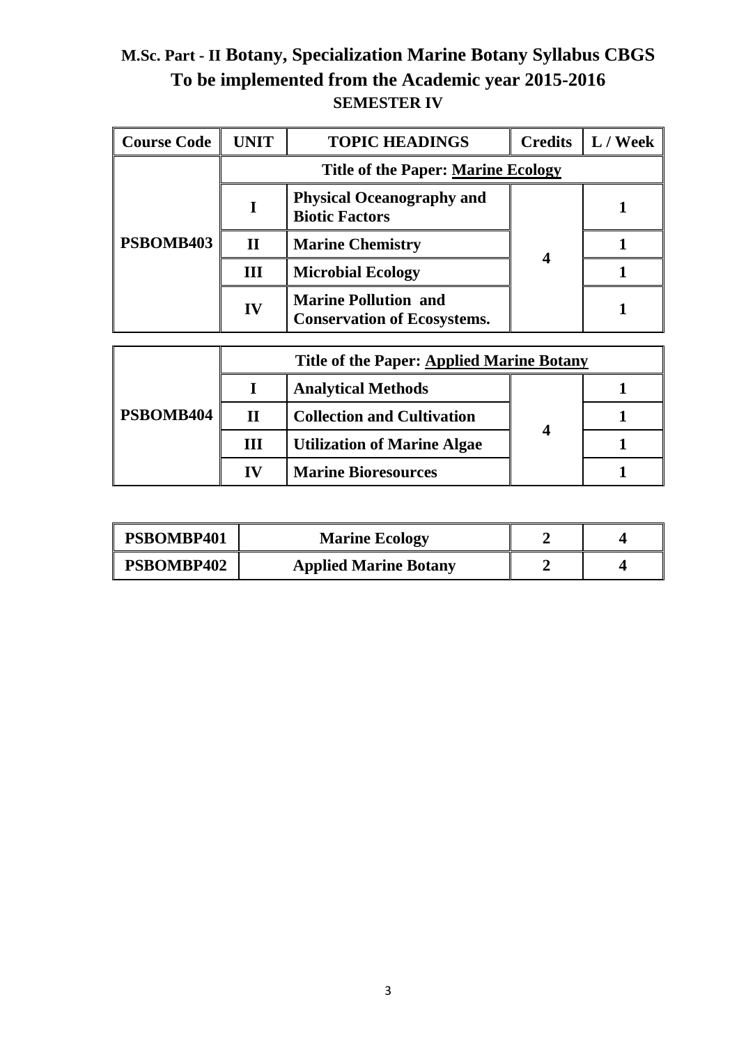# M.Sc. Part - II Botany, Specialization Marine Botany Syllabus CBGS

## To be implemented from the Academic year 2015-2016

### SEMESTER IV

| Course Code | UNIT | TOPIC HEADINGS | Credits | L / Week |
|---|---|---|---|---|
| PSBOMB403 | Title of the Paper: Marine Ecology | | | |
| | I | Physical Oceanography and Biotic Factors | 4 | 1 |
| | II | Marine Chemistry | | 1 |
| | III | Microbial Ecology | | 1 |
| | IV | Marine Pollution and Conservation of Ecosystems. | | 1 |

| Course Code | UNIT | TOPIC HEADINGS | Credits | L / Week |
|---|---|---|---|---|
| PSBOMB404 | Title of the Paper: Applied Marine Botany | | | |
| | I | Analytical Methods | 4 | 1 |
| | II | Collection and Cultivation | | 1 |
| | III | Utilization of Marine Algae | | 1 |
| | IV | Marine Bioresources | | 1 |

| Course Code | Title | Credits | L / Week |
|---|---|---|---|
| PSBOMBP401 | Marine Ecology | 2 | 4 |
| PSBOMBP402 | Applied Marine Botany | 2 | 4 |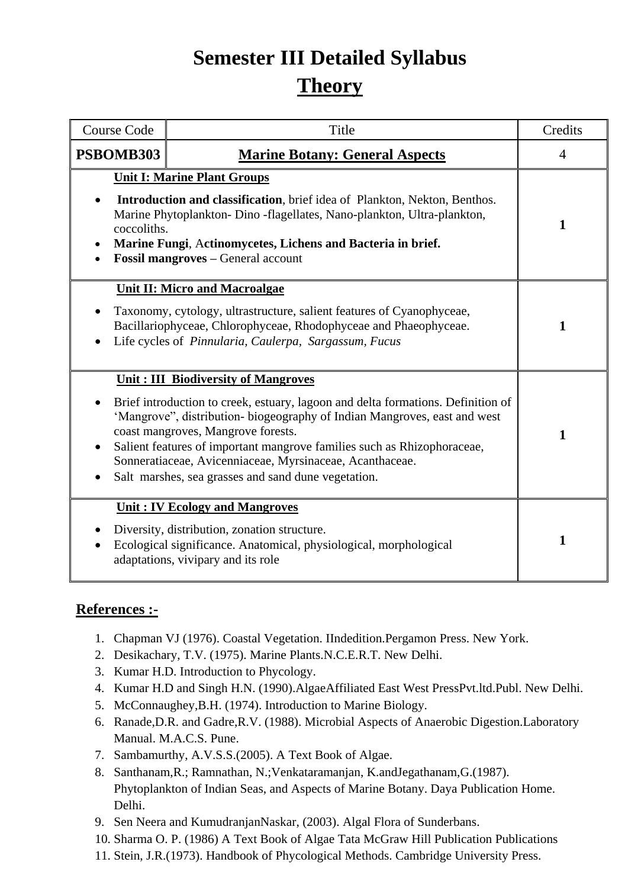# Semester III Detailed Syllabus

## Theory

| Course Code | Title | Credits |
|---|---|---|
| **PSBOMB303** | **Marine Botany: General Aspects** | 4 |
| **Unit I: Marine Plant Groups**<br>• **Introduction and classification**, brief idea of Plankton, Nekton, Benthos. Marine Phytoplankton- Dino -flagellates, Nano-plankton, Ultra-plankton, coccoliths.<br>• **Marine Fungi**, **Actinomycetes, Lichens and Bacteria in brief.**<br>• **Fossil mangroves –** General account | | **1** |
| **Unit II: Micro and Macroalgae**<br>• Taxonomy, cytology, ultrastructure, salient features of Cyanophyceae, Bacillariophyceae, Chlorophyceae, Rhodophyceae and Phaeophyceae.<br>• Life cycles of *Pinnularia, Caulerpa, Sargassum, Fucus* | | **1** |
| **Unit : III Biodiversity of Mangroves**<br>• Brief introduction to creek, estuary, lagoon and delta formations. Definition of 'Mangrove", distribution- biogeography of Indian Mangroves, east and west coast mangroves, Mangrove forests.<br>• Salient features of important mangrove families such as Rhizophoraceae, Sonneratiaceae, Avicenniaceae, Myrsinaceae, Acanthaceae.<br>• Salt marshes, sea grasses and sand dune vegetation. | | **1** |
| **Unit : IV Ecology and Mangroves**<br>• Diversity, distribution, zonation structure.<br>• Ecological significance. Anatomical, physiological, morphological adaptations, vivipary and its role | | **1** |

## References :-

1. Chapman VJ (1976). Coastal Vegetation. IIndedition.Pergamon Press. New York.
2. Desikachary, T.V. (1975). Marine Plants.N.C.E.R.T. New Delhi.
3. Kumar H.D. Introduction to Phycology.
4. Kumar H.D and Singh H.N. (1990).AlgaeAffiliated East West PressPvt.ltd.Publ. New Delhi.
5. McConnaughey,B.H. (1974). Introduction to Marine Biology.
6. Ranade,D.R. and Gadre,R.V. (1988). Microbial Aspects of Anaerobic Digestion.Laboratory Manual. M.A.C.S. Pune.
7. Sambamurthy, A.V.S.S.(2005). A Text Book of Algae.
8. Santhanam,R.; Ramnathan, N.;Venkataramanjan, K.andJegathanam,G.(1987). Phytoplankton of Indian Seas, and Aspects of Marine Botany. Daya Publication Home. Delhi.
9. Sen Neera and KumudranjanNaskar, (2003). Algal Flora of Sunderbans.
10. Sharma O. P. (1986) A Text Book of Algae Tata McGraw Hill Publication Publications
11. Stein, J.R.(1973). Handbook of Phycological Methods. Cambridge University Press.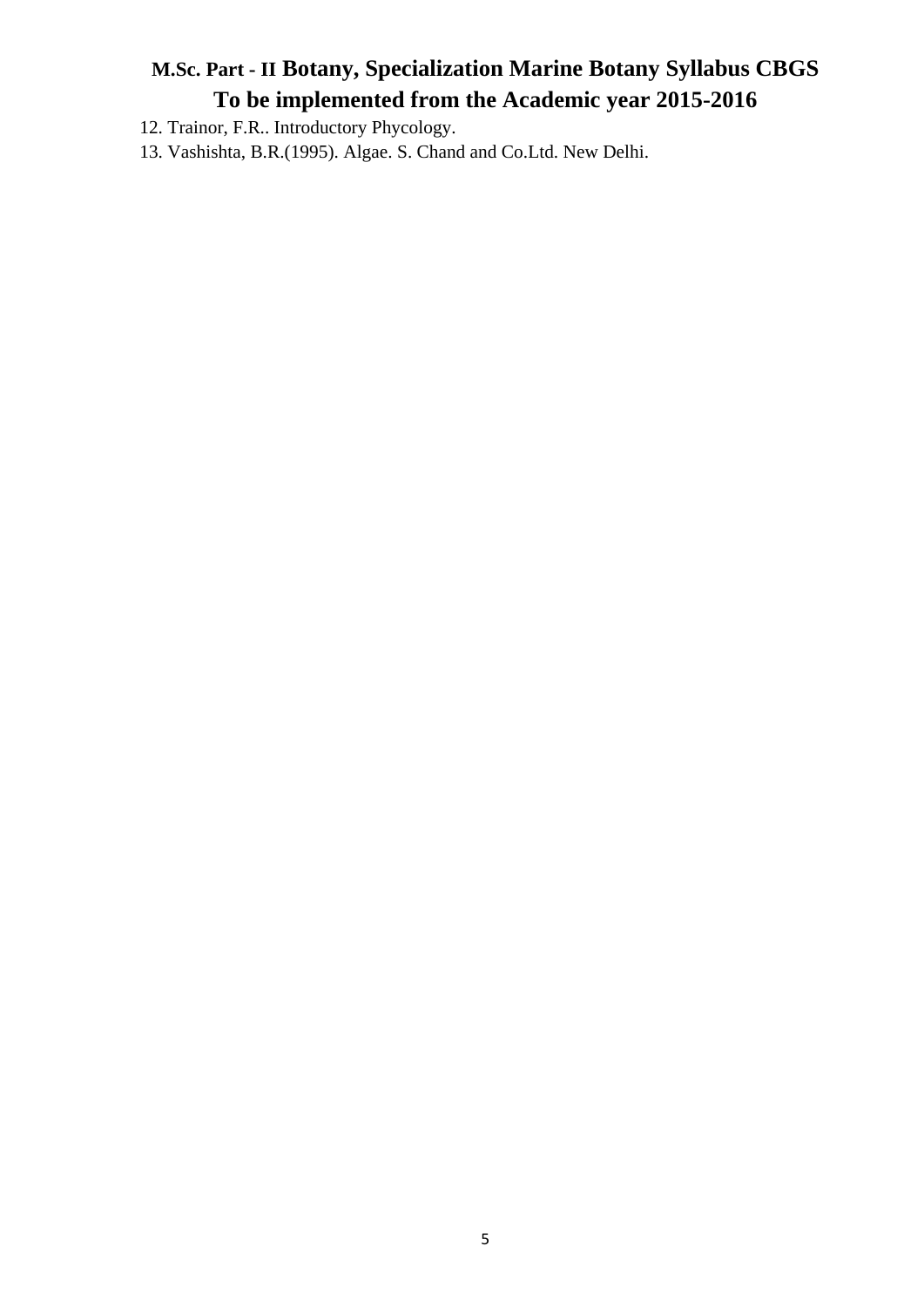12. Trainor, F.R.. Introductory Phycology.
13. Vashishta, B.R.(1995). Algae. S. Chand and Co.Ltd. New Delhi.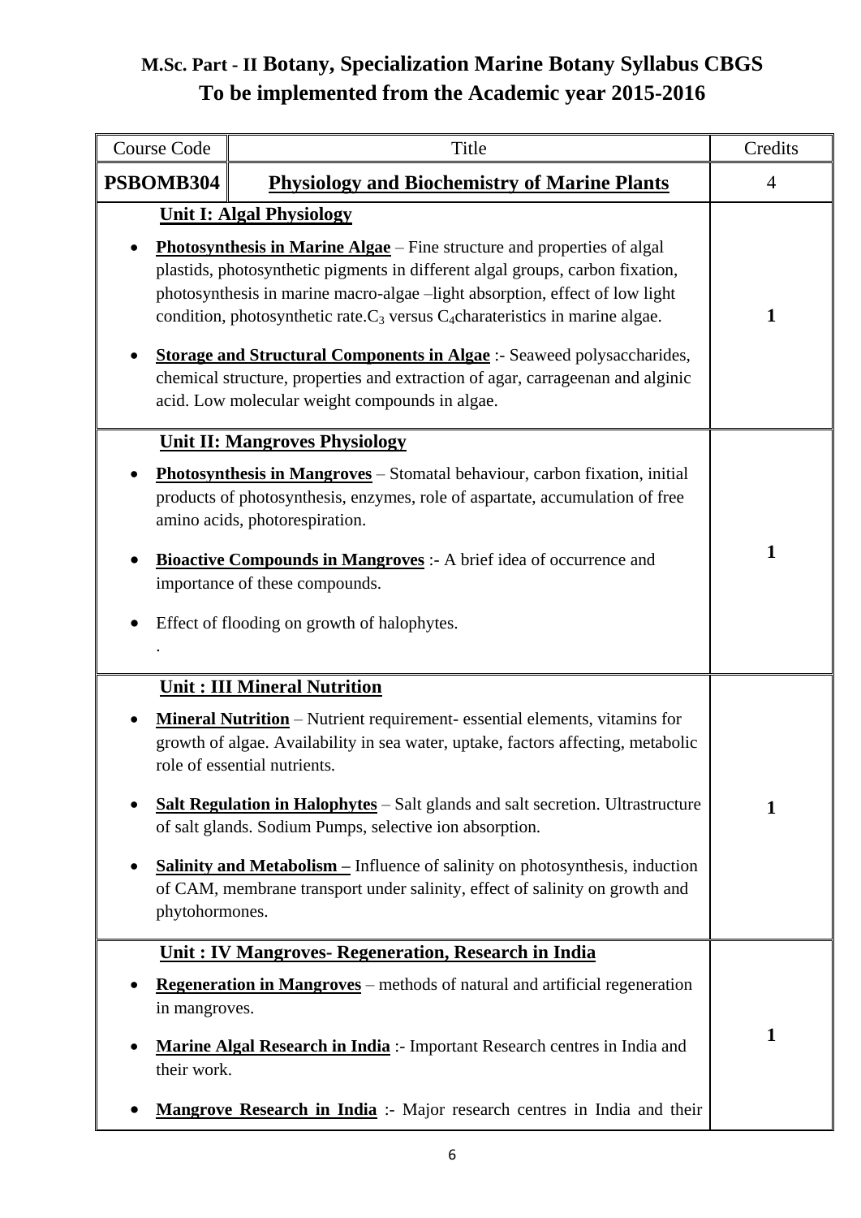## M.Sc. Part - II Botany, Specialization Marine Botany Syllabus CBGS
## To be implemented from the Academic year 2015-2016

| Course Code | Title | Credits |
|---|---|---|
| **PSBOMB304** | **Physiology and Biochemistry of Marine Plants** | 4 |
| **Unit I: Algal Physiology**<br>• **Photosynthesis in Marine Algae** – Fine structure and properties of algal plastids, photosynthetic pigments in different algal groups, carbon fixation, photosynthesis in marine macro-algae –light absorption, effect of low light condition, photosynthetic rate.$C_3$ versus $C_4$charateristics in marine algae.<br>• **Storage and Structural Components in Algae** :- Seaweed polysaccharides, chemical structure, properties and extraction of agar, carrageenan and alginic acid. Low molecular weight compounds in algae. | | **1** |
| **Unit II: Mangroves Physiology**<br>• **Photosynthesis in Mangroves** – Stomatal behaviour, carbon fixation, initial products of photosynthesis, enzymes, role of aspartate, accumulation of free amino acids, photorespiration.<br>• **Bioactive Compounds in Mangroves** :- A brief idea of occurrence and importance of these compounds.<br>• Effect of flooding on growth of halophytes.<br>. | | **1** |
| **Unit : III Mineral Nutrition**<br>• **Mineral Nutrition** – Nutrient requirement- essential elements, vitamins for growth of algae. Availability in sea water, uptake, factors affecting, metabolic role of essential nutrients.<br>• **Salt Regulation in Halophytes** – Salt glands and salt secretion. Ultrastructure of salt glands. Sodium Pumps, selective ion absorption.<br>• **Salinity and Metabolism –** Influence of salinity on photosynthesis, induction of CAM, membrane transport under salinity, effect of salinity on growth and phytohormones. | | **1** |
| **Unit : IV Mangroves- Regeneration, Research in India**<br>• **Regeneration in Mangroves** – methods of natural and artificial regeneration in mangroves.<br>• **Marine Algal Research in India** :- Important Research centres in India and their work.<br>• **Mangrove Research in India** :- Major research centres in India and their | | **1** |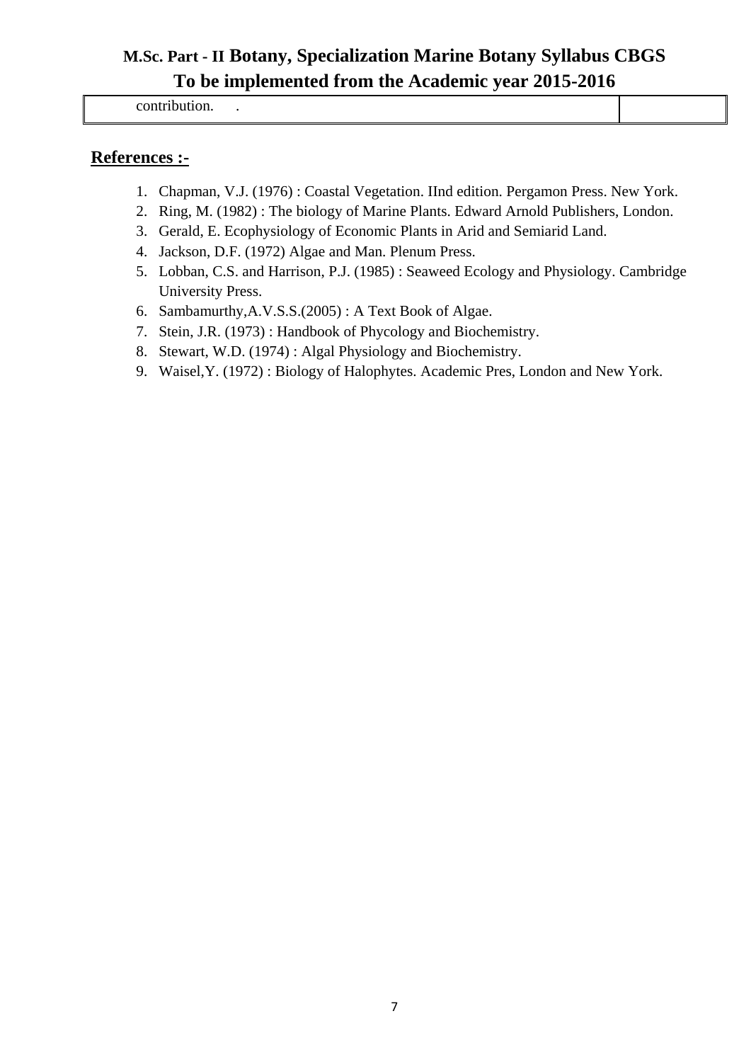| contribution. . | |
|---|---|

## References :-

1. Chapman, V.J. (1976) : Coastal Vegetation. IInd edition. Pergamon Press. New York.
2. Ring, M. (1982) : The biology of Marine Plants. Edward Arnold Publishers, London.
3. Gerald, E. Ecophysiology of Economic Plants in Arid and Semiarid Land.
4. Jackson, D.F. (1972) Algae and Man. Plenum Press.
5. Lobban, C.S. and Harrison, P.J. (1985) : Seaweed Ecology and Physiology. Cambridge University Press.
6. Sambamurthy,A.V.S.S.(2005) : A Text Book of Algae.
7. Stein, J.R. (1973) : Handbook of Phycology and Biochemistry.
8. Stewart, W.D. (1974) : Algal Physiology and Biochemistry.
9. Waisel,Y. (1972) : Biology of Halophytes. Academic Pres, London and New York.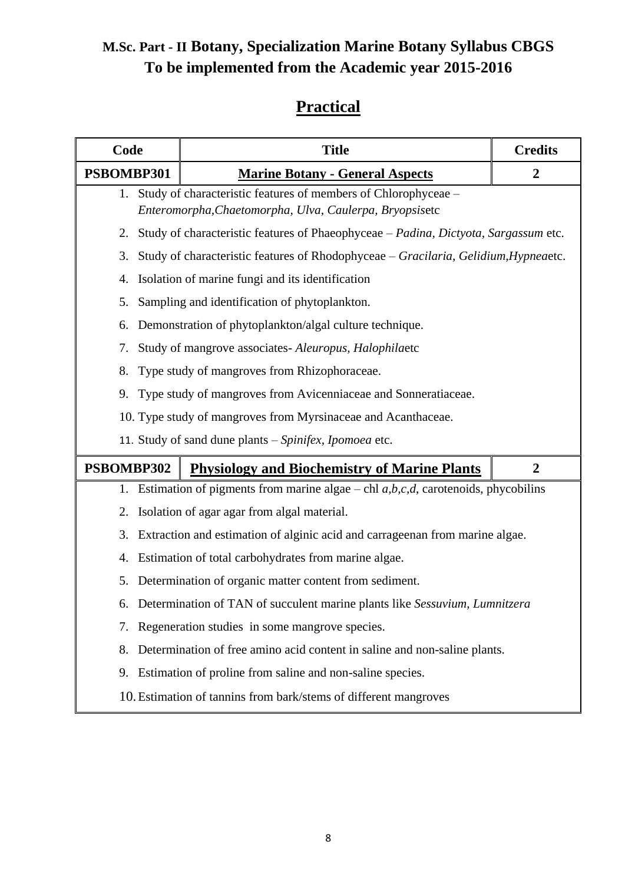# M.Sc. Part - II Botany, Specialization Marine Botany Syllabus CBGS
# To be implemented from the Academic year 2015-2016

## Practical

| Code | Title | Credits |
|---|---|---|
| **PSBOMBP301** | **Marine Botany - General Aspects** | **2** |
| 1. Study of characteristic features of members of Chlorophyceae – *Enteromorpha,Chaetomorpha, Ulva, Caulerpa, Bryopsis*etc<br>2. Study of characteristic features of Phaeophyceae – *Padina, Dictyota, Sargassum* etc.<br>3. Study of characteristic features of Rhodophyceae – *Gracilaria, Gelidium,Hypnea*etc.<br>4. Isolation of marine fungi and its identification<br>5. Sampling and identification of phytoplankton.<br>6. Demonstration of phytoplankton/algal culture technique.<br>7. Study of mangrove associates- *Aleuropus, Halophila*etc<br>8. Type study of mangroves from Rhizophoraceae.<br>9. Type study of mangroves from Avicenniaceae and Sonneratiaceae.<br>10. Type study of mangroves from Myrsinaceae and Acanthaceae.<br>11. Study of sand dune plants – *Spinifex, Ipomoea* etc. | | |
| **PSBOMBP302** | **Physiology and Biochemistry of Marine Plants** | **2** |
| 1. Estimation of pigments from marine algae – chl *a,b,c,d*, carotenoids, phycobilins<br>2. Isolation of agar agar from algal material.<br>3. Extraction and estimation of alginic acid and carrageenan from marine algae.<br>4. Estimation of total carbohydrates from marine algae.<br>5. Determination of organic matter content from sediment.<br>6. Determination of TAN of succulent marine plants like *Sessuvium, Lumnitzera*<br>7. Regeneration studies in some mangrove species.<br>8. Determination of free amino acid content in saline and non-saline plants.<br>9. Estimation of proline from saline and non-saline species.<br>10. Estimation of tannins from bark/stems of different mangroves | | |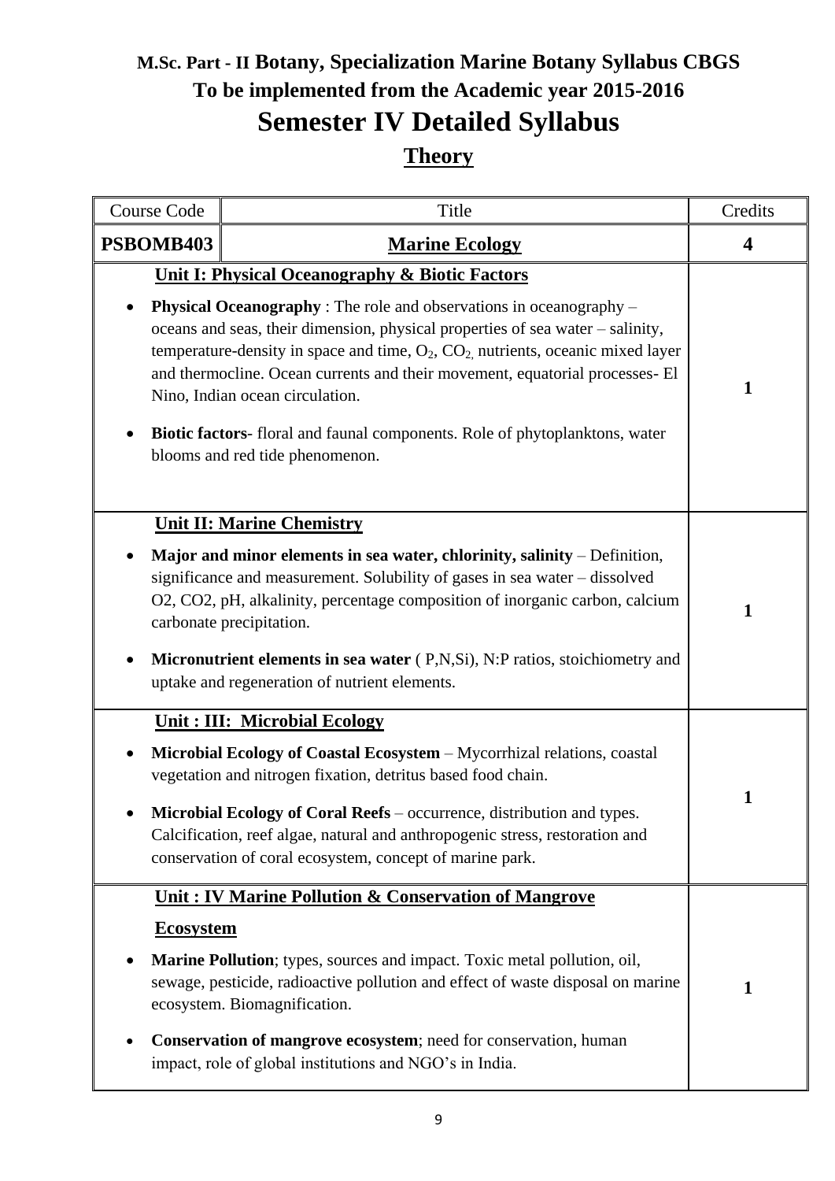# M.Sc. Part - II Botany, Specialization Marine Botany Syllabus CBGS

## To be implemented from the Academic year 2015-2016

# Semester IV Detailed Syllabus

## Theory

| Course Code | Title | Credits |
|---|---|---|
| **PSBOMB403** | **Marine Ecology** | **4** |
| **Unit I: Physical Oceanography & Biotic Factors**<br>• **Physical Oceanography** : The role and observations in oceanography – oceans and seas, their dimension, physical properties of sea water – salinity, temperature-density in space and time, $O_2$, $CO_2$, nutrients, oceanic mixed layer and thermocline. Ocean currents and their movement, equatorial processes- El Nino, Indian ocean circulation.<br>• **Biotic factors**- floral and faunal components. Role of phytoplanktons, water blooms and red tide phenomenon. | | 1 |
| **Unit II: Marine Chemistry**<br>• **Major and minor elements in sea water, chlorinity, salinity** – Definition, significance and measurement. Solubility of gases in sea water – dissolved O2, CO2, pH, alkalinity, percentage composition of inorganic carbon, calcium carbonate precipitation.<br>• **Micronutrient elements in sea water** ( P,N,Si), N:P ratios, stoichiometry and uptake and regeneration of nutrient elements. | | 1 |
| **Unit : III: Microbial Ecology**<br>• **Microbial Ecology of Coastal Ecosystem** – Mycorrhizal relations, coastal vegetation and nitrogen fixation, detritus based food chain.<br>• **Microbial Ecology of Coral Reefs** – occurrence, distribution and types. Calcification, reef algae, natural and anthropogenic stress, restoration and conservation of coral ecosystem, concept of marine park. | | 1 |
| **Unit : IV Marine Pollution & Conservation of Mangrove Ecosystem**<br>• **Marine Pollution**; types, sources and impact. Toxic metal pollution, oil, sewage, pesticide, radioactive pollution and effect of waste disposal on marine ecosystem. Biomagnification.<br>• **Conservation of mangrove ecosystem**; need for conservation, human impact, role of global institutions and NGO's in India. | | 1 |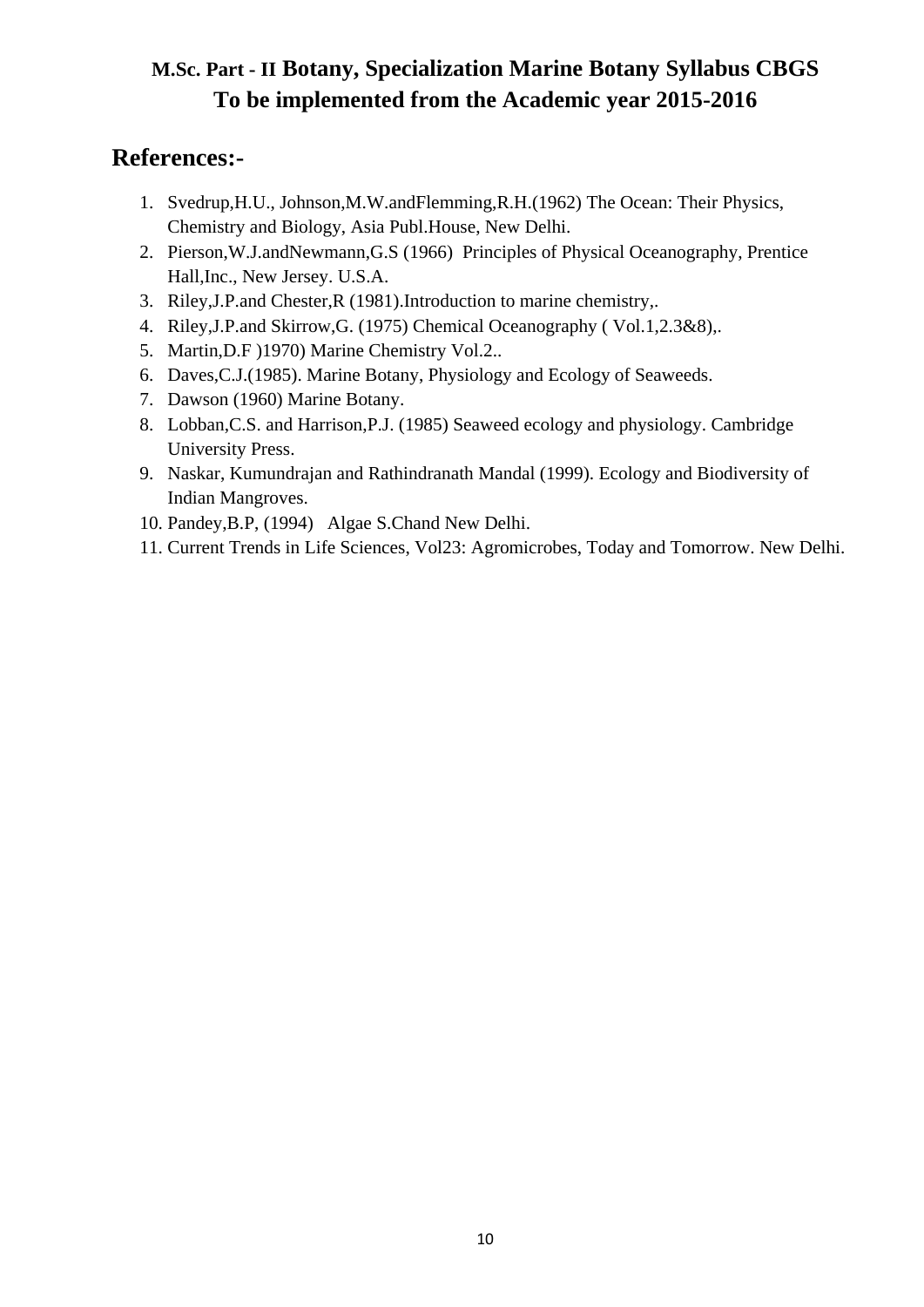**M.Sc. Part - II Botany, Specialization Marine Botany Syllabus CBGS**
**To be implemented from the Academic year 2015-2016**

## References:-

1. Svedrup,H.U., Johnson,M.W.andFlemming,R.H.(1962) The Ocean: Their Physics, Chemistry and Biology, Asia Publ.House, New Delhi.
2. Pierson,W.J.andNewmann,G.S (1966) Principles of Physical Oceanography, Prentice Hall,Inc., New Jersey. U.S.A.
3. Riley,J.P.and Chester,R (1981).Introduction to marine chemistry,.
4. Riley,J.P.and Skirrow,G. (1975) Chemical Oceanography ( Vol.1,2.3&8),.
5. Martin,D.F )1970) Marine Chemistry Vol.2..
6. Daves,C.J.(1985). Marine Botany, Physiology and Ecology of Seaweeds.
7. Dawson (1960) Marine Botany.
8. Lobban,C.S. and Harrison,P.J. (1985) Seaweed ecology and physiology. Cambridge University Press.
9. Naskar, Kumundrajan and Rathindranath Mandal (1999). Ecology and Biodiversity of Indian Mangroves.
10. Pandey,B.P, (1994) Algae S.Chand New Delhi.
11. Current Trends in Life Sciences, Vol23: Agromicrobes, Today and Tomorrow. New Delhi.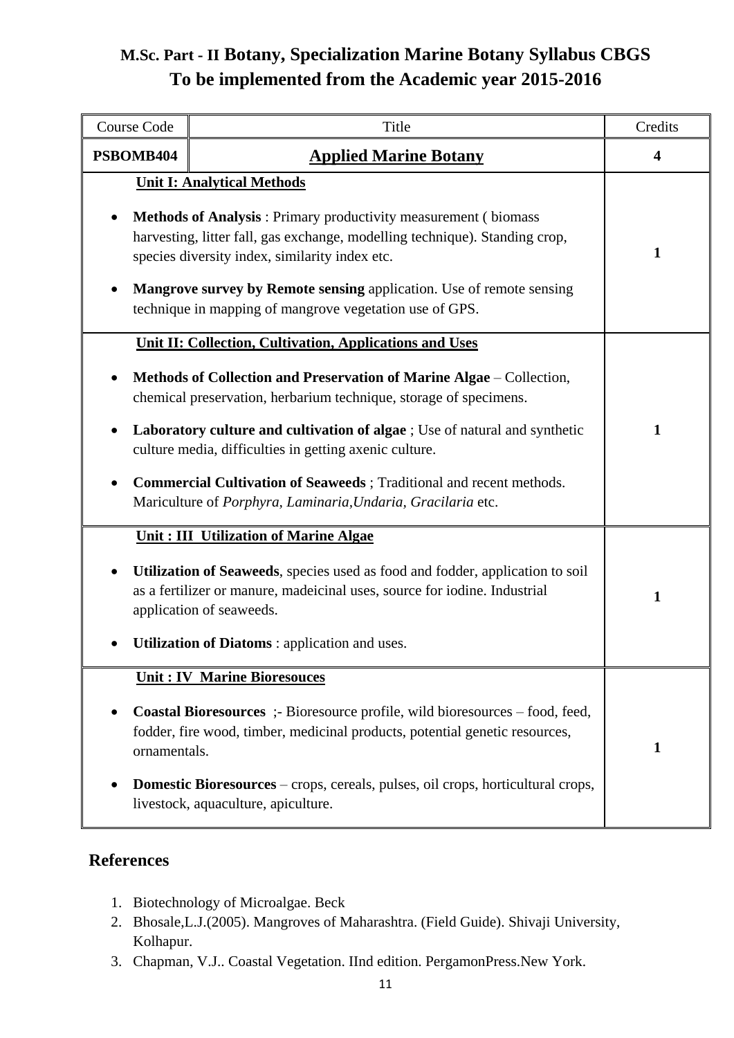# M.Sc. Part - II Botany, Specialization Marine Botany Syllabus CBGS
# To be implemented from the Academic year 2015-2016

| Course Code | Title | Credits |
|---|---|---|
| **PSBOMB404** | **Applied Marine Botany** | **4** |
| **Unit I: Analytical Methods**<br>• **Methods of Analysis** : Primary productivity measurement ( biomass harvesting, litter fall, gas exchange, modelling technique). Standing crop, species diversity index, similarity index etc.<br>• **Mangrove survey by Remote sensing** application. Use of remote sensing technique in mapping of mangrove vegetation use of GPS. | | **1** |
| **Unit II: Collection, Cultivation, Applications and Uses**<br>• **Methods of Collection and Preservation of Marine Algae** – Collection, chemical preservation, herbarium technique, storage of specimens.<br>• **Laboratory culture and cultivation of algae** ; Use of natural and synthetic culture media, difficulties in getting axenic culture.<br>• **Commercial Cultivation of Seaweeds** ; Traditional and recent methods. Mariculture of *Porphyra, Laminaria,Undaria, Gracilaria* etc. | | **1** |
| **Unit : III Utilization of Marine Algae**<br>• **Utilization of Seaweeds**, species used as food and fodder, application to soil as a fertilizer or manure, madeicinal uses, source for iodine. Industrial application of seaweeds.<br>• **Utilization of Diatoms** : application and uses. | | **1** |
| **Unit : IV Marine Bioresouces**<br>• **Coastal Bioresources** ;- Bioresource profile, wild bioresources – food, feed, fodder, fire wood, timber, medicinal products, potential genetic resources, ornamentals.<br>• **Domestic Bioresources** – crops, cereals, pulses, oil crops, horticultural crops, livestock, aquaculture, apiculture. | | **1** |

## References

1. Biotechnology of Microalgae. Beck
2. Bhosale,L.J.(2005). Mangroves of Maharashtra. (Field Guide). Shivaji University, Kolhapur.
3. Chapman, V.J.. Coastal Vegetation. IInd edition. PergamonPress.New York.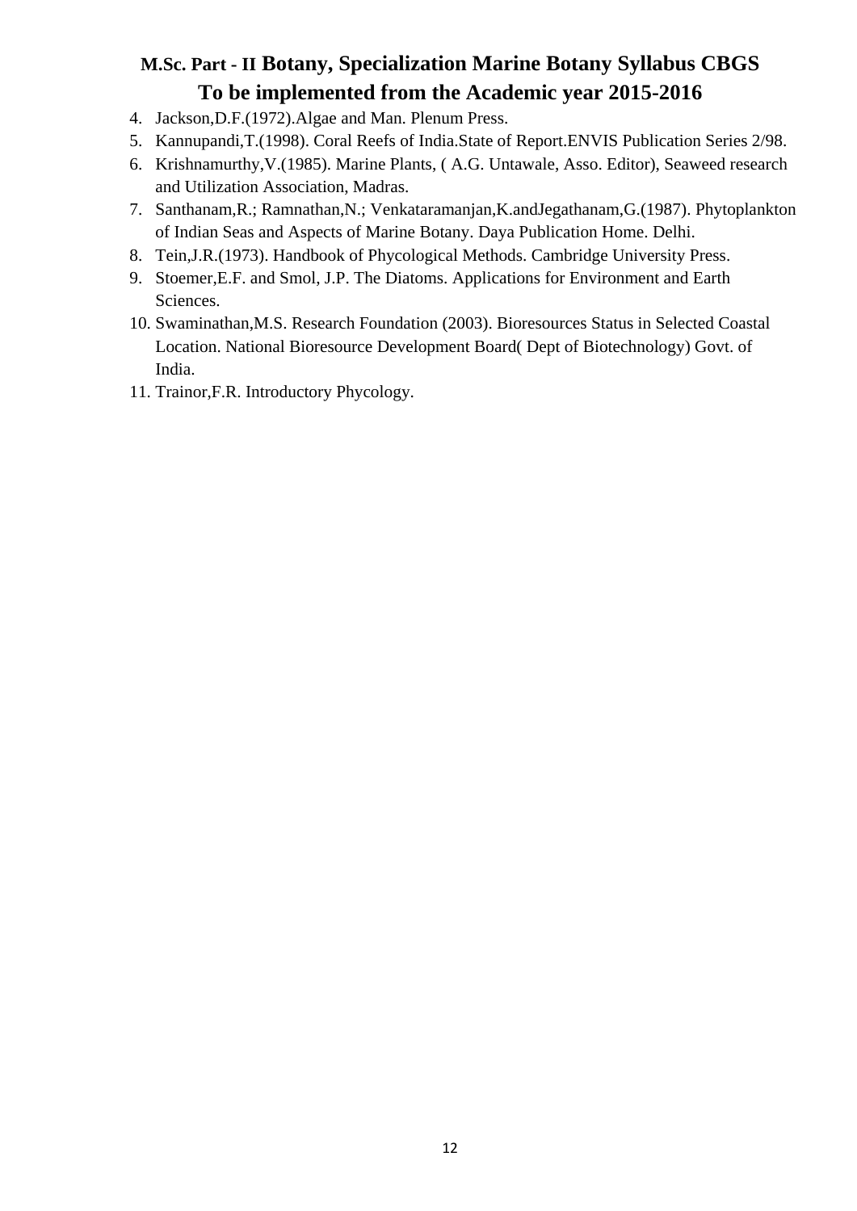4. Jackson,D.F.(1972).Algae and Man. Plenum Press.
5. Kannupandi,T.(1998). Coral Reefs of India.State of Report.ENVIS Publication Series 2/98.
6. Krishnamurthy,V.(1985). Marine Plants, ( A.G. Untawale, Asso. Editor), Seaweed research and Utilization Association, Madras.
7. Santhanam,R.; Ramnathan,N.; Venkataramanjan,K.andJegathanam,G.(1987). Phytoplankton of Indian Seas and Aspects of Marine Botany. Daya Publication Home. Delhi.
8. Tein,J.R.(1973). Handbook of Phycological Methods. Cambridge University Press.
9. Stoemer,E.F. and Smol, J.P. The Diatoms. Applications for Environment and Earth Sciences.
10. Swaminathan,M.S. Research Foundation (2003). Bioresources Status in Selected Coastal Location. National Bioresource Development Board( Dept of Biotechnology) Govt. of India.
11. Trainor,F.R. Introductory Phycology.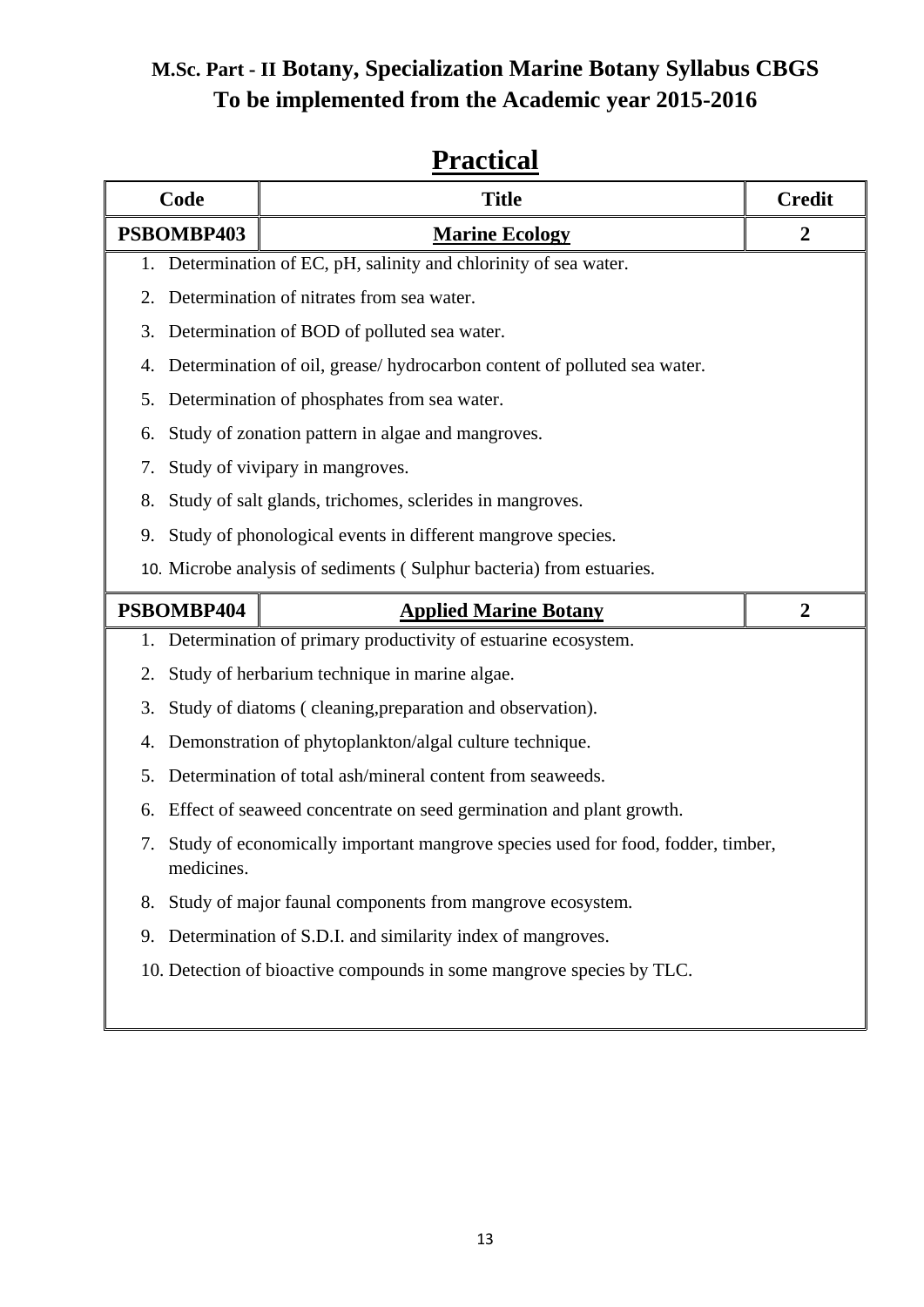**M.Sc. Part - II Botany, Specialization Marine Botany Syllabus CBGS**
**To be implemented from the Academic year 2015-2016**

# Practical

| Code | Title | Credit |
|---|---|---|
| **PSBOMBP403** | **Marine Ecology** | **2** |

1. Determination of EC, pH, salinity and chlorinity of sea water.
2. Determination of nitrates from sea water.
3. Determination of BOD of polluted sea water.
4. Determination of oil, grease/ hydrocarbon content of polluted sea water.
5. Determination of phosphates from sea water.
6. Study of zonation pattern in algae and mangroves.
7. Study of vivipary in mangroves.
8. Study of salt glands, trichomes, sclerides in mangroves.
9. Study of phonological events in different mangrove species.
10. Microbe analysis of sediments ( Sulphur bacteria) from estuaries.

| Code | Title | Credit |
|---|---|---|
| **PSBOMBP404** | **Applied Marine Botany** | **2** |

1. Determination of primary productivity of estuarine ecosystem.
2. Study of herbarium technique in marine algae.
3. Study of diatoms ( cleaning,preparation and observation).
4. Demonstration of phytoplankton/algal culture technique.
5. Determination of total ash/mineral content from seaweeds.
6. Effect of seaweed concentrate on seed germination and plant growth.
7. Study of economically important mangrove species used for food, fodder, timber, medicines.
8. Study of major faunal components from mangrove ecosystem.
9. Determination of S.D.I. and similarity index of mangroves.
10. Detection of bioactive compounds in some mangrove species by TLC.